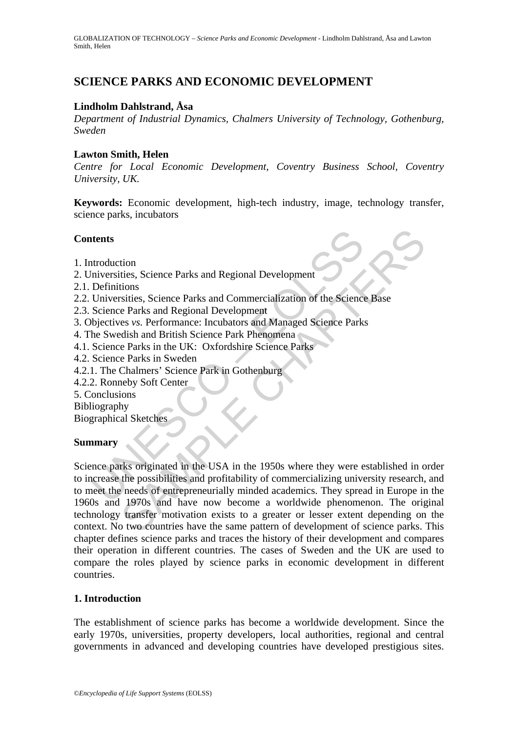# SCIENCE PARKS AND ECONOMIC DEVELOPMENT

**Lindholm Dahlstrand, Åsa**

*Department of Industrial Dynamics, Chalmers University of Technology, Gothenburg, Sweden*

**Lawton Smith, Helen**

*Centre for Local Economic Development, Coventry Business School, Coventry University, UK.*

**Keywords:** Economic development, high-tech industry, image, technology transfer, science parks, incubators

## Contents

1. Introduction
2. Universities, Science Parks and Regional Development
2.1. Definitions
2.2. Universities, Science Parks and Commercialization of the Science Base
2.3. Science Parks and Regional Development
3. Objectives *vs.* Performance: Incubators and Managed Science Parks
4. The Swedish and British Science Park Phenomena
4.1. Science Parks in the UK: Oxfordshire Science Parks
4.2. Science Parks in Sweden
4.2.1. The Chalmers' Science Park in Gothenburg
4.2.2. Ronneby Soft Center
5. Conclusions

Bibliography

Biographical Sketches

## Summary

Science parks originated in the USA in the 1950s where they were established in order to increase the possibilities and profitability of commercializing university research, and to meet the needs of entrepreneurially minded academics. They spread in Europe in the 1960s and 1970s and have now become a worldwide phenomenon. The original technology transfer motivation exists to a greater or lesser extent depending on the context. No two countries have the same pattern of development of science parks. This chapter defines science parks and traces the history of their development and compares their operation in different countries. The cases of Sweden and the UK are used to compare the roles played by science parks in economic development in different countries.

## 1. Introduction

The establishment of science parks has become a worldwide development. Since the early 1970s, universities, property developers, local authorities, regional and central governments in advanced and developing countries have developed prestigious sites.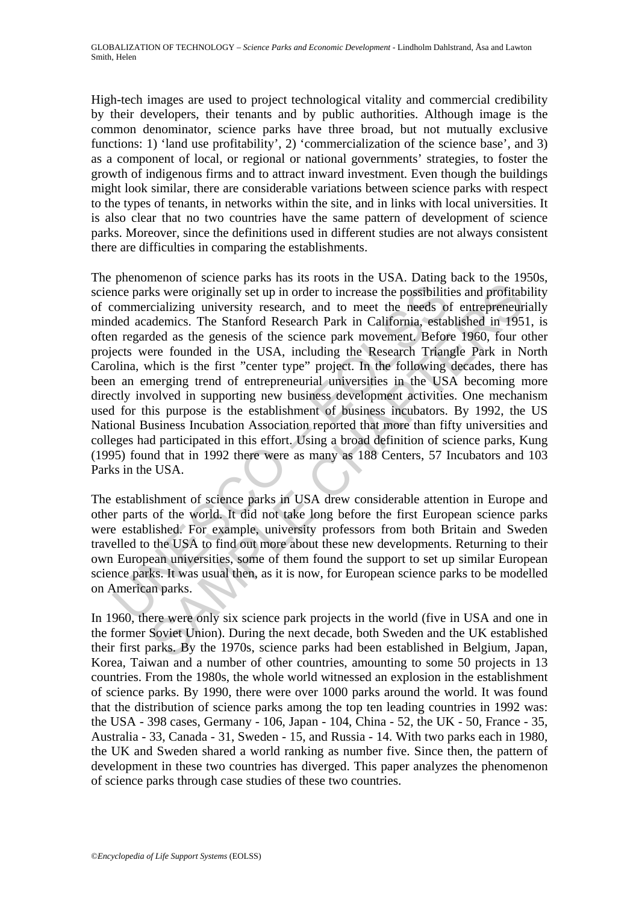High-tech images are used to project technological vitality and commercial credibility by their developers, their tenants and by public authorities. Although image is the common denominator, science parks have three broad, but not mutually exclusive functions: 1) 'land use profitability', 2) 'commercialization of the science base', and 3) as a component of local, or regional or national governments' strategies, to foster the growth of indigenous firms and to attract inward investment. Even though the buildings might look similar, there are considerable variations between science parks with respect to the types of tenants, in networks within the site, and in links with local universities. It is also clear that no two countries have the same pattern of development of science parks. Moreover, since the definitions used in different studies are not always consistent there are difficulties in comparing the establishments.

The phenomenon of science parks has its roots in the USA. Dating back to the 1950s, science parks were originally set up in order to increase the possibilities and profitability of commercializing university research, and to meet the needs of entrepreneurially minded academics. The Stanford Research Park in California, established in 1951, is often regarded as the genesis of the science park movement. Before 1960, four other projects were founded in the USA, including the Research Triangle Park in North Carolina, which is the first "center type" project. In the following decades, there has been an emerging trend of entrepreneurial universities in the USA becoming more directly involved in supporting new business development activities. One mechanism used for this purpose is the establishment of business incubators. By 1992, the US National Business Incubation Association reported that more than fifty universities and colleges had participated in this effort. Using a broad definition of science parks, Kung (1995) found that in 1992 there were as many as 188 Centers, 57 Incubators and 103 Parks in the USA.

The establishment of science parks in USA drew considerable attention in Europe and other parts of the world. It did not take long before the first European science parks were established. For example, university professors from both Britain and Sweden travelled to the USA to find out more about these new developments. Returning to their own European universities, some of them found the support to set up similar European science parks. It was usual then, as it is now, for European science parks to be modelled on American parks.

In 1960, there were only six science park projects in the world (five in USA and one in the former Soviet Union). During the next decade, both Sweden and the UK established their first parks. By the 1970s, science parks had been established in Belgium, Japan, Korea, Taiwan and a number of other countries, amounting to some 50 projects in 13 countries. From the 1980s, the whole world witnessed an explosion in the establishment of science parks. By 1990, there were over 1000 parks around the world. It was found that the distribution of science parks among the top ten leading countries in 1992 was: the USA - 398 cases, Germany - 106, Japan - 104, China - 52, the UK - 50, France - 35, Australia - 33, Canada - 31, Sweden - 15, and Russia - 14. With two parks each in 1980, the UK and Sweden shared a world ranking as number five. Since then, the pattern of development in these two countries has diverged. This paper analyzes the phenomenon of science parks through case studies of these two countries.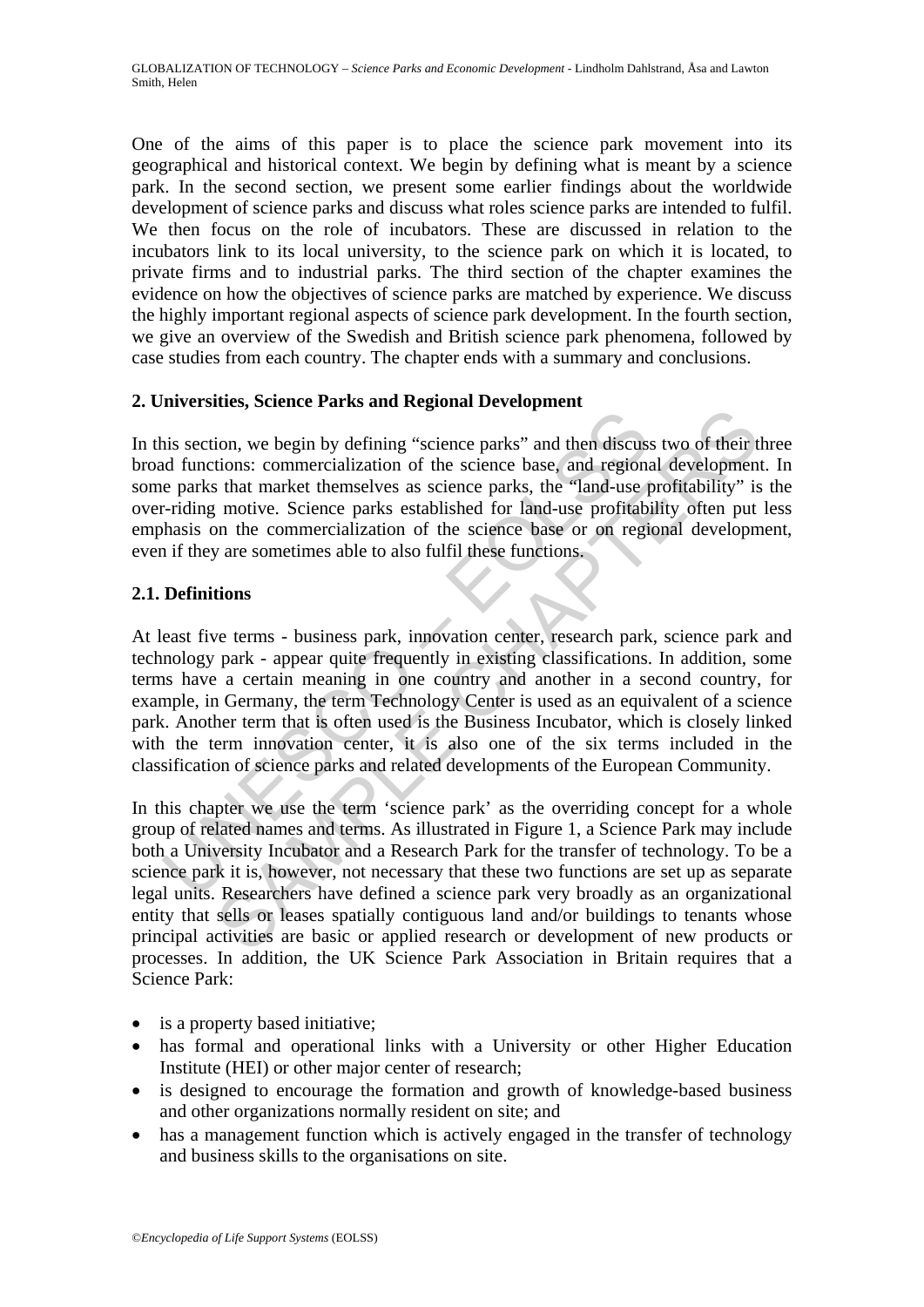One of the aims of this paper is to place the science park movement into its geographical and historical context. We begin by defining what is meant by a science park. In the second section, we present some earlier findings about the worldwide development of science parks and discuss what roles science parks are intended to fulfil. We then focus on the role of incubators. These are discussed in relation to the incubators link to its local university, to the science park on which it is located, to private firms and to industrial parks. The third section of the chapter examines the evidence on how the objectives of science parks are matched by experience. We discuss the highly important regional aspects of science park development. In the fourth section, we give an overview of the Swedish and British science park phenomena, followed by case studies from each country. The chapter ends with a summary and conclusions.

## 2. Universities, Science Parks and Regional Development

In this section, we begin by defining "science parks" and then discuss two of their three broad functions: commercialization of the science base, and regional development. In some parks that market themselves as science parks, the "land-use profitability" is the over-riding motive. Science parks established for land-use profitability often put less emphasis on the commercialization of the science base or on regional development, even if they are sometimes able to also fulfil these functions.

### 2.1. Definitions

At least five terms - business park, innovation center, research park, science park and technology park - appear quite frequently in existing classifications. In addition, some terms have a certain meaning in one country and another in a second country, for example, in Germany, the term Technology Center is used as an equivalent of a science park. Another term that is often used is the Business Incubator, which is closely linked with the term innovation center, it is also one of the six terms included in the classification of science parks and related developments of the European Community.

In this chapter we use the term 'science park' as the overriding concept for a whole group of related names and terms. As illustrated in Figure 1, a Science Park may include both a University Incubator and a Research Park for the transfer of technology. To be a science park it is, however, not necessary that these two functions are set up as separate legal units. Researchers have defined a science park very broadly as an organizational entity that sells or leases spatially contiguous land and/or buildings to tenants whose principal activities are basic or applied research or development of new products or processes. In addition, the UK Science Park Association in Britain requires that a Science Park:

- is a property based initiative;
- has formal and operational links with a University or other Higher Education Institute (HEI) or other major center of research;
- is designed to encourage the formation and growth of knowledge-based business and other organizations normally resident on site; and
- has a management function which is actively engaged in the transfer of technology and business skills to the organisations on site.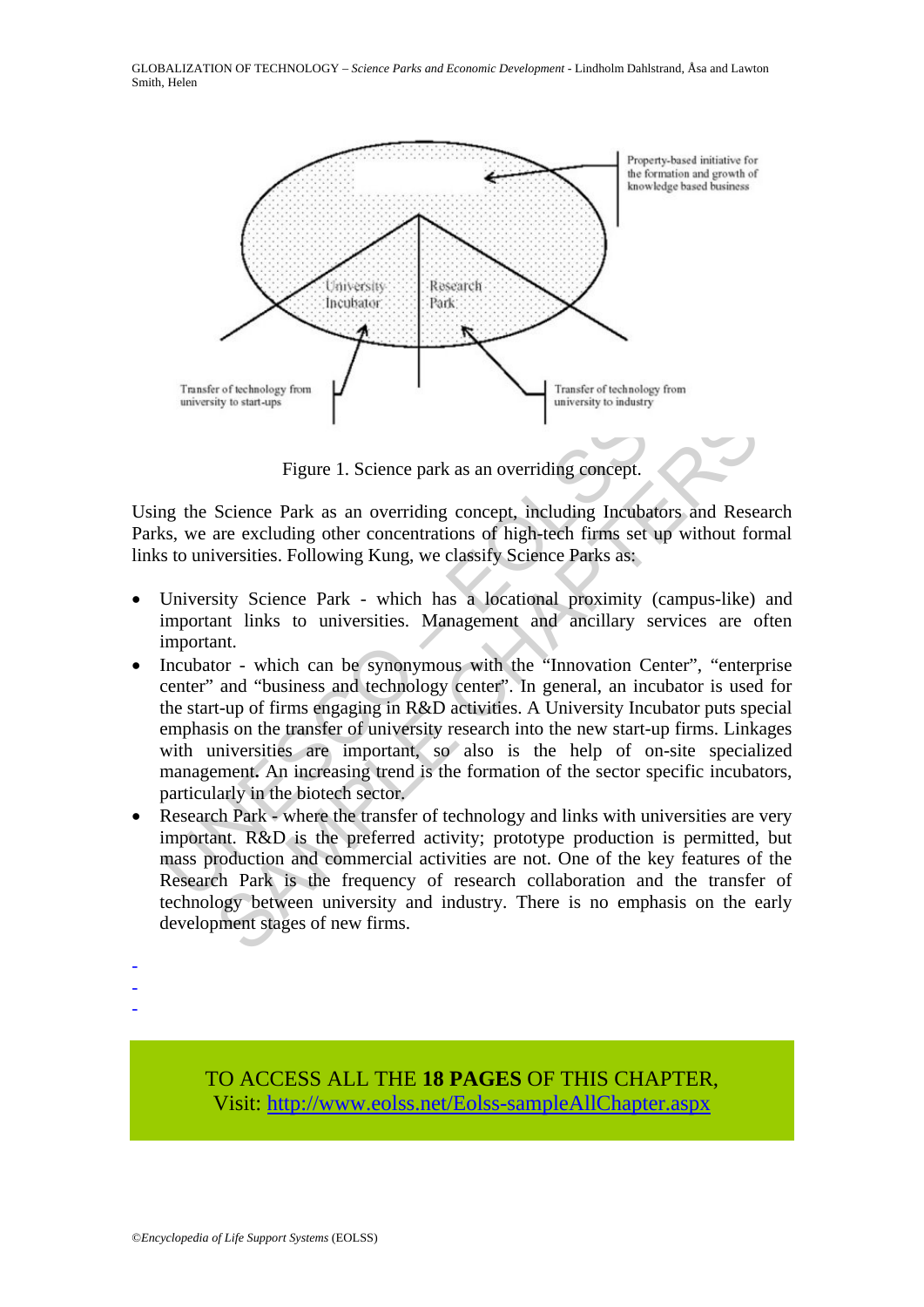Figure 1. Science park as an overriding concept.

Using the Science Park as an overriding concept, including Incubators and Research Parks, we are excluding other concentrations of high-tech firms set up without formal links to universities. Following Kung, we classify Science Parks as:

- University Science Park - which has a locational proximity (campus-like) and important links to universities. Management and ancillary services are often important.
- Incubator - which can be synonymous with the "Innovation Center", "enterprise center" and "business and technology center". In general, an incubator is used for the start-up of firms engaging in R&D activities. A University Incubator puts special emphasis on the transfer of university research into the new start-up firms. Linkages with universities are important, so also is the help of on-site specialized management. An increasing trend is the formation of the sector specific incubators, particularly in the biotech sector.
- Research Park - where the transfer of technology and links with universities are very important. R&D is the preferred activity; prototype production is permitted, but mass production and commercial activities are not. One of the key features of the Research Park is the frequency of research collaboration and the transfer of technology between university and industry. There is no emphasis on the early development stages of new firms.

-
-
-

TO ACCESS ALL THE **18 PAGES** OF THIS CHAPTER,
Visit: http://www.eolss.net/Eolss-sampleAllChapter.aspx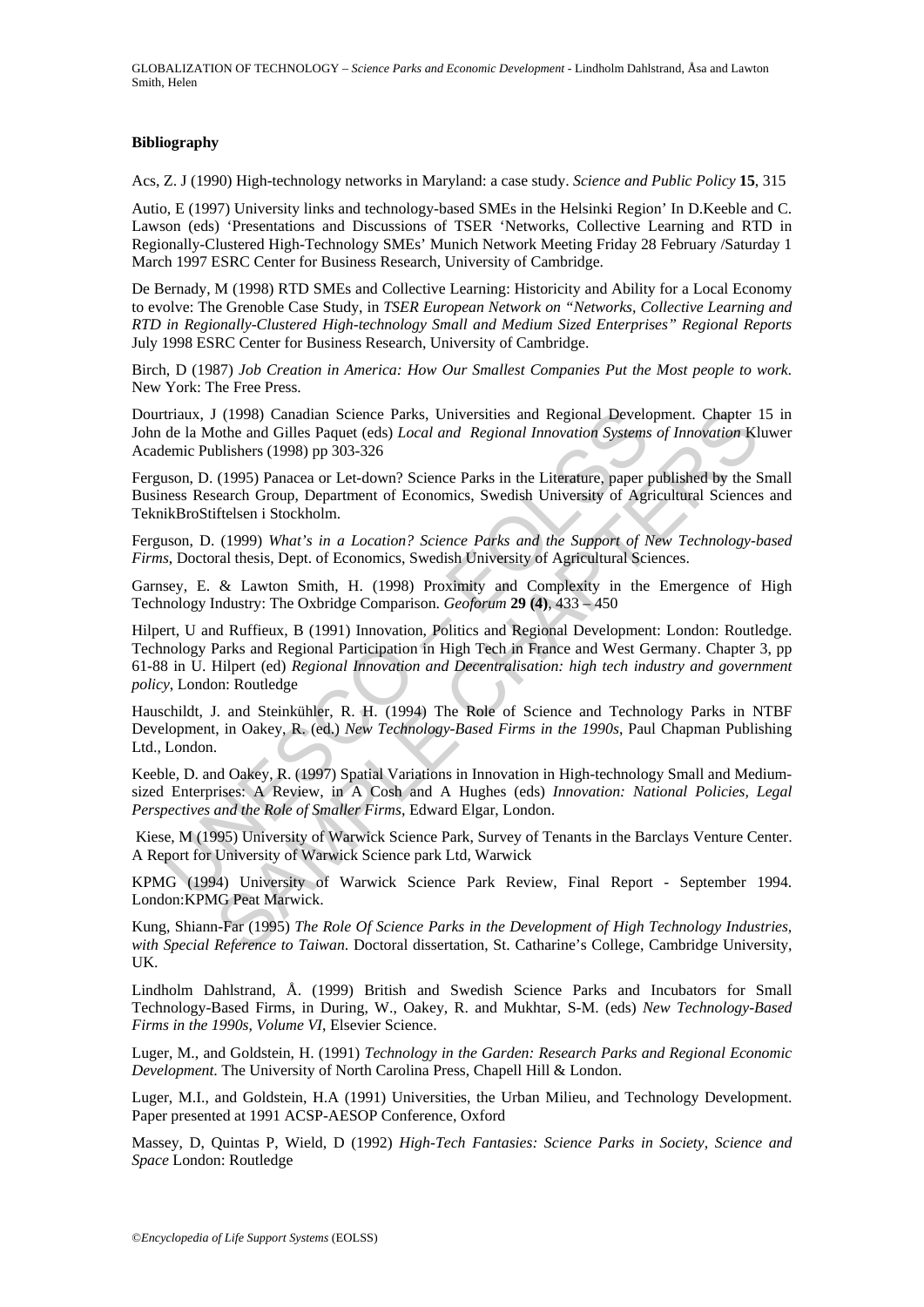**Bibliography**

Acs, Z. J (1990) High-technology networks in Maryland: a case study. *Science and Public Policy* **15**, 315

Autio, E (1997) University links and technology-based SMEs in the Helsinki Region' In D.Keeble and C. Lawson (eds) 'Presentations and Discussions of TSER 'Networks, Collective Learning and RTD in Regionally-Clustered High-Technology SMEs' Munich Network Meeting Friday 28 February /Saturday 1 March 1997 ESRC Center for Business Research, University of Cambridge.

De Bernady, M (1998) RTD SMEs and Collective Learning: Historicity and Ability for a Local Economy to evolve: The Grenoble Case Study, in *TSER European Network on "Networks, Collective Learning and RTD in Regionally-Clustered High-technology Small and Medium Sized Enterprises" Regional Reports* July 1998 ESRC Center for Business Research, University of Cambridge.

Birch, D (1987) *Job Creation in America: How Our Smallest Companies Put the Most people to work*. New York: The Free Press.

Dourtriaux, J (1998) Canadian Science Parks, Universities and Regional Development. Chapter 15 in John de la Mothe and Gilles Paquet (eds) *Local and Regional Innovation Systems of Innovation* Kluwer Academic Publishers (1998) pp 303-326

Ferguson, D. (1995) Panacea or Let-down? Science Parks in the Literature, paper published by the Small Business Research Group, Department of Economics, Swedish University of Agricultural Sciences and TeknikBroStiftelsen i Stockholm.

Ferguson, D. (1999) *What's in a Location? Science Parks and the Support of New Technology-based Firms*, Doctoral thesis, Dept. of Economics, Swedish University of Agricultural Sciences.

Garnsey, E. & Lawton Smith, H. (1998) Proximity and Complexity in the Emergence of High Technology Industry: The Oxbridge Comparison. *Geoforum* **29 (4)**, 433 – 450

Hilpert, U and Ruffieux, B (1991) Innovation, Politics and Regional Development: London: Routledge. Technology Parks and Regional Participation in High Tech in France and West Germany. Chapter 3, pp 61-88 in U. Hilpert (ed) *Regional Innovation and Decentralisation: high tech industry and government policy*, London: Routledge

Hauschildt, J. and Steinkühler, R. H. (1994) The Role of Science and Technology Parks in NTBF Development, in Oakey, R. (ed.) *New Technology-Based Firms in the 1990s*, Paul Chapman Publishing Ltd., London.

Keeble, D. and Oakey, R. (1997) Spatial Variations in Innovation in High-technology Small and Medium-sized Enterprises: A Review, in A Cosh and A Hughes (eds) *Innovation: National Policies, Legal Perspectives and the Role of Smaller Firms*, Edward Elgar, London.

Kiese, M (1995) University of Warwick Science Park, Survey of Tenants in the Barclays Venture Center. A Report for University of Warwick Science park Ltd, Warwick

KPMG (1994) University of Warwick Science Park Review, Final Report - September 1994. London:KPMG Peat Marwick.

Kung, Shiann-Far (1995) *The Role Of Science Parks in the Development of High Technology Industries, with Special Reference to Taiwan*. Doctoral dissertation, St. Catharine's College, Cambridge University, UK.

Lindholm Dahlstrand, Å. (1999) British and Swedish Science Parks and Incubators for Small Technology-Based Firms, in During, W., Oakey, R. and Mukhtar, S-M. (eds) *New Technology-Based Firms in the 1990s, Volume VI*, Elsevier Science.

Luger, M., and Goldstein, H. (1991) *Technology in the Garden: Research Parks and Regional Economic Development*. The University of North Carolina Press, Chapell Hill & London.

Luger, M.I., and Goldstein, H.A (1991) Universities, the Urban Milieu, and Technology Development. Paper presented at 1991 ACSP-AESOP Conference, Oxford

Massey, D, Quintas P, Wield, D (1992) *High-Tech Fantasies: Science Parks in Society, Science and Space* London: Routledge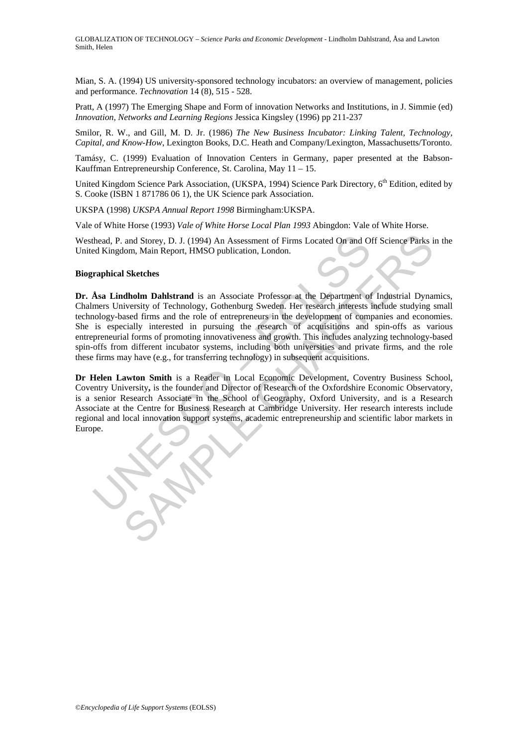Mian, S. A. (1994) US university-sponsored technology incubators: an overview of management, policies and performance. *Technovation* 14 (8), 515 - 528.

Pratt, A (1997) The Emerging Shape and Form of innovation Networks and Institutions, in J. Simmie (ed) *Innovation, Networks and Learning Regions* Jessica Kingsley (1996) pp 211-237

Smilor, R. W., and Gill, M. D. Jr. (1986) *The New Business Incubator: Linking Talent, Technology, Capital, and Know-How*, Lexington Books, D.C. Heath and Company/Lexington, Massachusetts/Toronto.

Tamásy, C. (1999) Evaluation of Innovation Centers in Germany, paper presented at the Babson-Kauffman Entrepreneurship Conference, St. Carolina, May 11 – 15.

United Kingdom Science Park Association, (UKSPA, 1994) Science Park Directory, 6th Edition, edited by S. Cooke (ISBN 1 871786 06 1), the UK Science park Association.

UKSPA (1998) *UKSPA Annual Report 1998* Birmingham:UKSPA.

Vale of White Horse (1993) *Vale of White Horse Local Plan 1993* Abingdon: Vale of White Horse.

Westhead, P. and Storey, D. J. (1994) An Assessment of Firms Located On and Off Science Parks in the United Kingdom, Main Report, HMSO publication, London.

**Biographical Sketches**

**Dr. Åsa Lindholm Dahlstrand** is an Associate Professor at the Department of Industrial Dynamics, Chalmers University of Technology, Gothenburg Sweden. Her research interests include studying small technology-based firms and the role of entrepreneurs in the development of companies and economies. She is especially interested in pursuing the research of acquisitions and spin-offs as various entrepreneurial forms of promoting innovativeness and growth. This includes analyzing technology-based spin-offs from different incubator systems, including both universities and private firms, and the role these firms may have (e.g., for transferring technology) in subsequent acquisitions.

**Dr Helen Lawton Smith** is a Reader in Local Economic Development, Coventry Business School, Coventry University**,** is the founder and Director of Research of the Oxfordshire Economic Observatory, is a senior Research Associate in the School of Geography, Oxford University, and is a Research Associate at the Centre for Business Research at Cambridge University. Her research interests include regional and local innovation support systems, academic entrepreneurship and scientific labor markets in Europe.